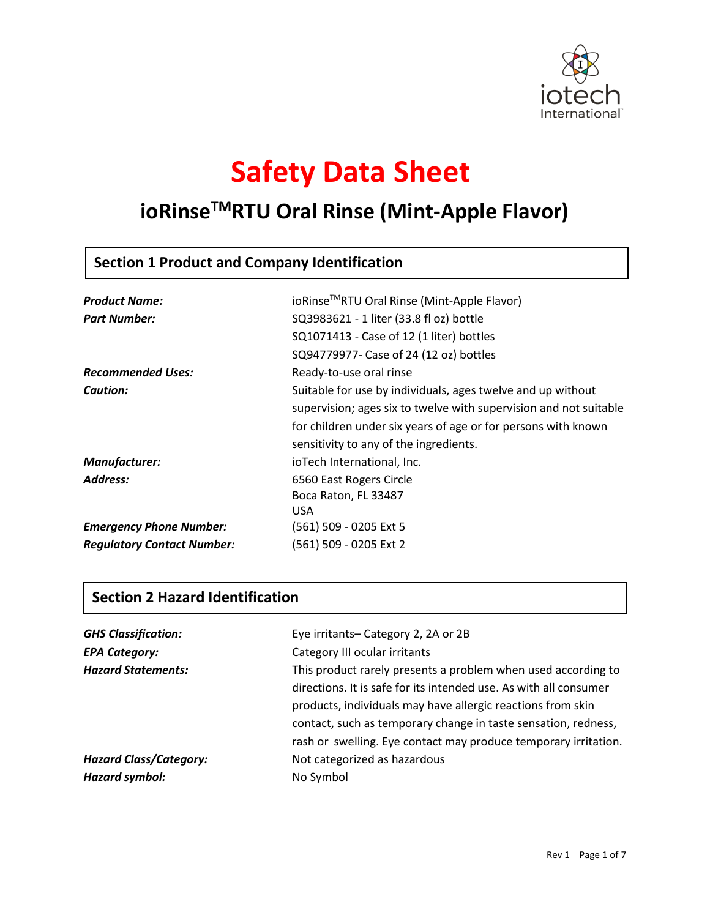# Safety Data Sheet

## ioRinse™RTU Oral Rinse (Mint-Apple Flavor)

### Section 1 Product and Company Identification

| | |
|---|---|
| ***Product Name:*** | ioRinse™RTU Oral Rinse (Mint-Apple Flavor) |
| ***Part Number:*** | SQ3983621 - 1 liter (33.8 fl oz) bottle<br>SQ1071413 - Case of 12 (1 liter) bottles<br>SQ94779977- Case of 24 (12 oz) bottles |
| ***Recommended Uses:*** | Ready-to-use oral rinse |
| ***Caution:*** | Suitable for use by individuals, ages twelve and up without supervision; ages six to twelve with supervision and not suitable for children under six years of age or for persons with known sensitivity to any of the ingredients. |
| ***Manufacturer:*** | ioTech International, Inc. |
| ***Address:*** | 6560 East Rogers Circle<br>Boca Raton, FL 33487<br>USA |
| ***Emergency Phone Number:*** | (561) 509 - 0205 Ext 5 |
| ***Regulatory Contact Number:*** | (561) 509 - 0205 Ext 2 |

### Section 2 Hazard Identification

| | |
|---|---|
| ***GHS Classification:*** | Eye irritants– Category 2, 2A or 2B |
| ***EPA Category:*** | Category III ocular irritants |
| ***Hazard Statements:*** | This product rarely presents a problem when used according to directions. It is safe for its intended use. As with all consumer products, individuals may have allergic reactions from skin contact, such as temporary change in taste sensation, redness, rash or swelling. Eye contact may produce temporary irritation. |
| ***Hazard Class/Category:*** | Not categorized as hazardous |
| ***Hazard symbol:*** | No Symbol |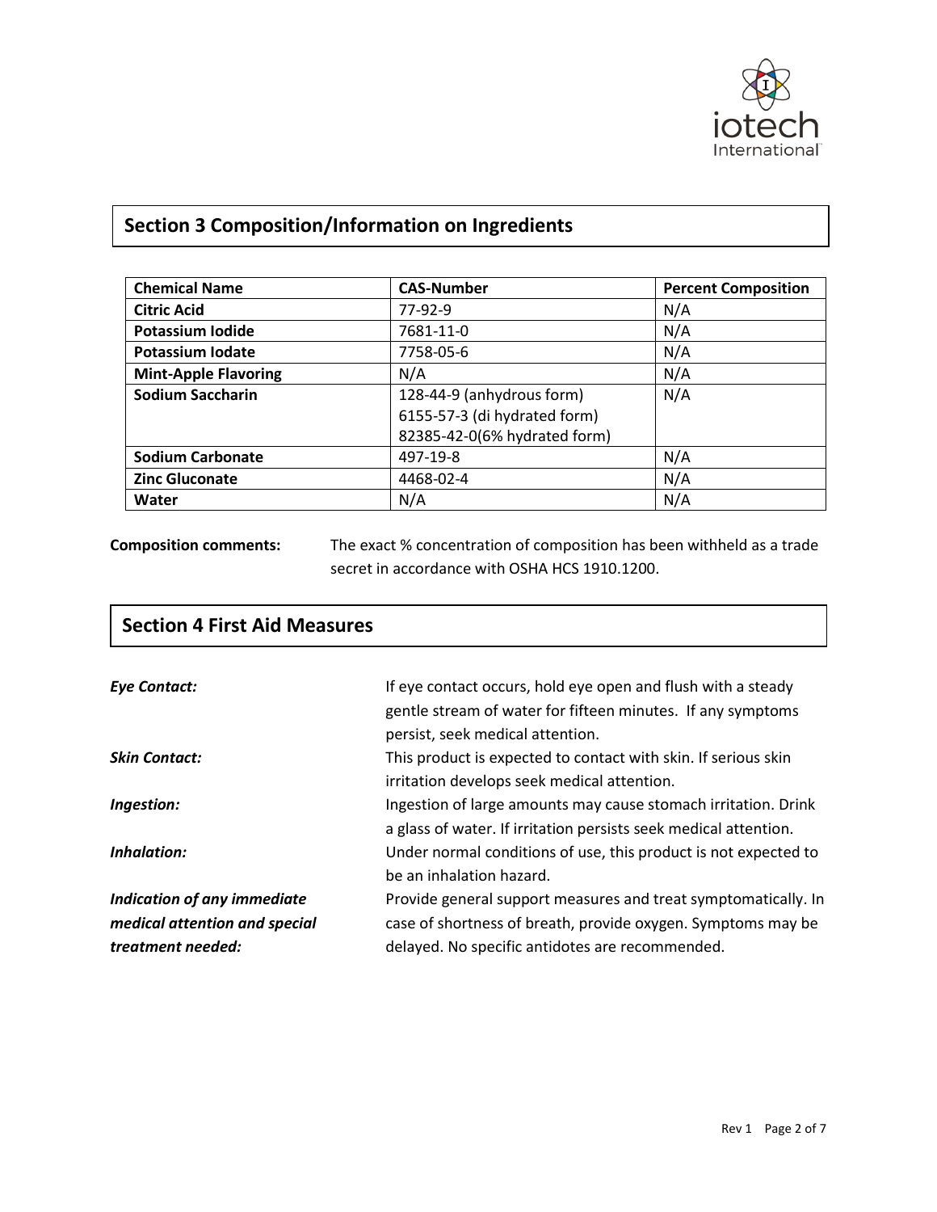## Section 3 Composition/Information on Ingredients

| Chemical Name | CAS-Number | Percent Composition |
|---|---|---|
| **Citric Acid** | 77-92-9 | N/A |
| **Potassium Iodide** | 7681-11-0 | N/A |
| **Potassium Iodate** | 7758-05-6 | N/A |
| **Mint-Apple Flavoring** | N/A | N/A |
| **Sodium Saccharin** | 128-44-9 (anhydrous form)<br>6155-57-3 (di hydrated form)<br>82385-42-0(6% hydrated form) | N/A |
| **Sodium Carbonate** | 497-19-8 | N/A |
| **Zinc Gluconate** | 4468-02-4 | N/A |
| **Water** | N/A | N/A |

**Composition comments:** The exact % concentration of composition has been withheld as a trade secret in accordance with OSHA HCS 1910.1200.

## Section 4 First Aid Measures

***Eye Contact:*** If eye contact occurs, hold eye open and flush with a steady gentle stream of water for fifteen minutes. If any symptoms persist, seek medical attention.

***Skin Contact:*** This product is expected to contact with skin. If serious skin irritation develops seek medical attention.

***Ingestion:*** Ingestion of large amounts may cause stomach irritation. Drink a glass of water. If irritation persists seek medical attention.

***Inhalation:*** Under normal conditions of use, this product is not expected to be an inhalation hazard.

***Indication of any immediate medical attention and special treatment needed:*** Provide general support measures and treat symptomatically. In case of shortness of breath, provide oxygen. Symptoms may be delayed. No specific antidotes are recommended.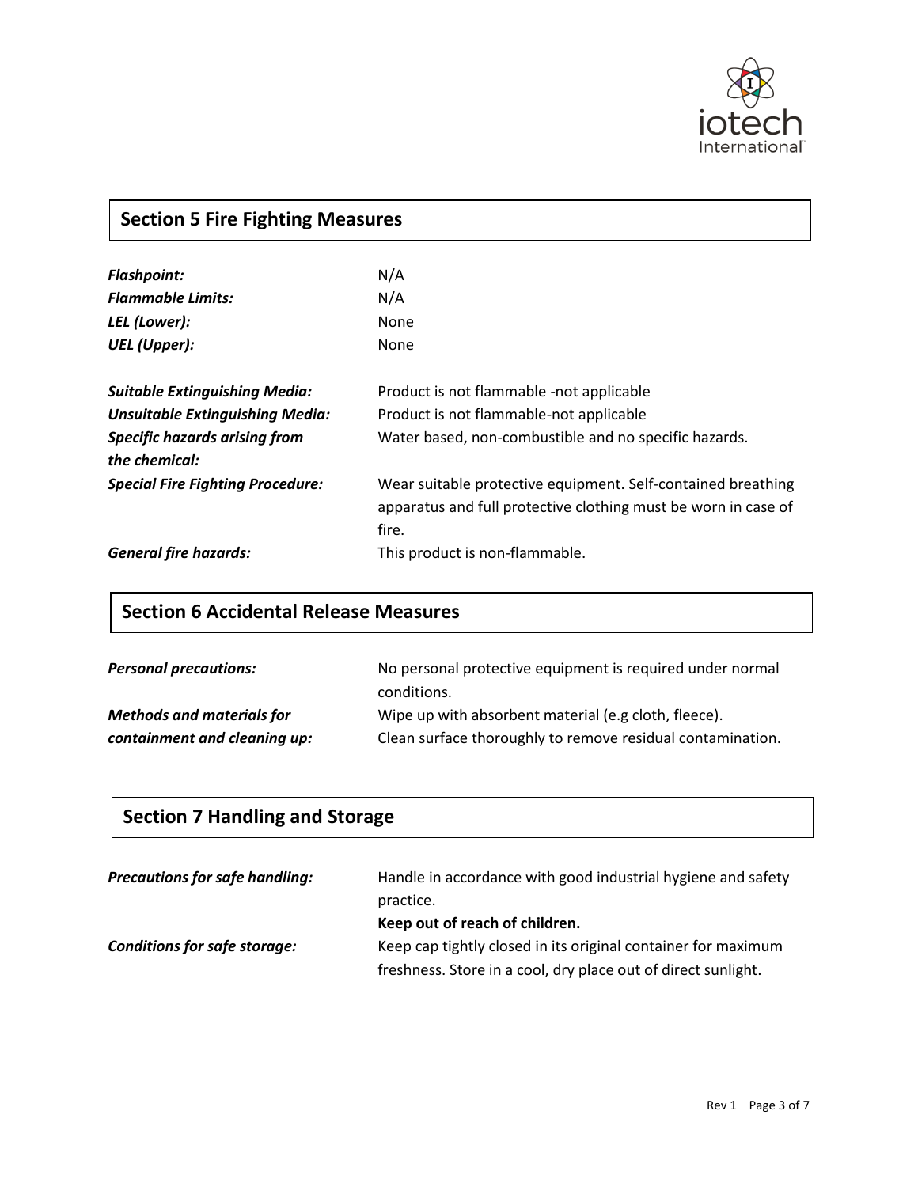## Section 5 Fire Fighting Measures

| | |
|---|---|
| ***Flashpoint:*** | N/A |
| ***Flammable Limits:*** | N/A |
| ***LEL (Lower):*** | None |
| ***UEL (Upper):*** | None |
| ***Suitable Extinguishing Media:*** | Product is not flammable -not applicable |
| ***Unsuitable Extinguishing Media:*** | Product is not flammable-not applicable |
| ***Specific hazards arising from the chemical:*** | Water based, non-combustible and no specific hazards. |
| ***Special Fire Fighting Procedure:*** | Wear suitable protective equipment. Self-contained breathing apparatus and full protective clothing must be worn in case of fire. |
| ***General fire hazards:*** | This product is non-flammable. |

## Section 6 Accidental Release Measures

| | |
|---|---|
| ***Personal precautions:*** | No personal protective equipment is required under normal conditions. |
| ***Methods and materials for containment and cleaning up:*** | Wipe up with absorbent material (e.g cloth, fleece). Clean surface thoroughly to remove residual contamination. |

## Section 7 Handling and Storage

| | |
|---|---|
| ***Precautions for safe handling:*** | Handle in accordance with good industrial hygiene and safety practice. **Keep out of reach of children.** |
| ***Conditions for safe storage:*** | Keep cap tightly closed in its original container for maximum freshness. Store in a cool, dry place out of direct sunlight. |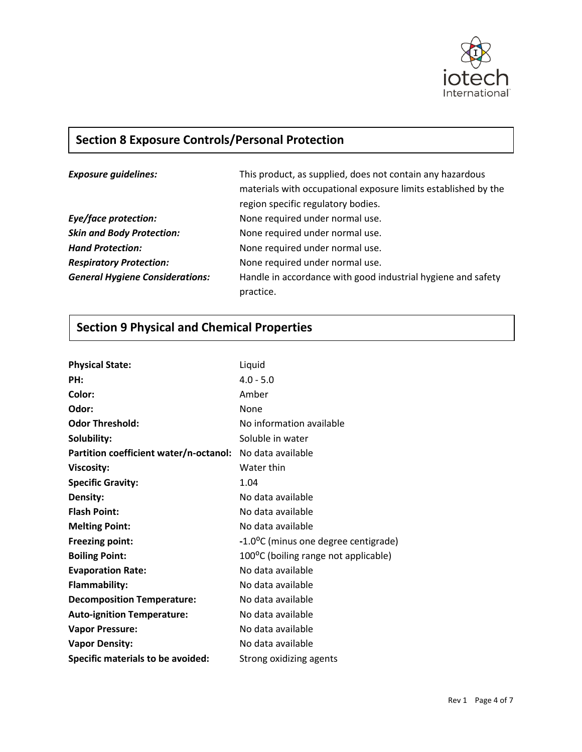## Section 8 Exposure Controls/Personal Protection

| | |
|---|---|
| ***Exposure guidelines:*** | This product, as supplied, does not contain any hazardous materials with occupational exposure limits established by the region specific regulatory bodies. |
| ***Eye/face protection:*** | None required under normal use. |
| ***Skin and Body Protection:*** | None required under normal use. |
| ***Hand Protection:*** | None required under normal use. |
| ***Respiratory Protection:*** | None required under normal use. |
| ***General Hygiene Considerations:*** | Handle in accordance with good industrial hygiene and safety practice. |

## Section 9 Physical and Chemical Properties

| | |
|---|---|
| **Physical State:** | Liquid |
| **PH:** | 4.0 - 5.0 |
| **Color:** | Amber |
| **Odor:** | None |
| **Odor Threshold:** | No information available |
| **Solubility:** | Soluble in water |
| **Partition coefficient water/n-octanol:** | No data available |
| **Viscosity:** | Water thin |
| **Specific Gravity:** | 1.04 |
| **Density:** | No data available |
| **Flash Point:** | No data available |
| **Melting Point:** | No data available |
| **Freezing point:** | -1.0°C (minus one degree centigrade) |
| **Boiling Point:** | 100°C (boiling range not applicable) |
| **Evaporation Rate:** | No data available |
| **Flammability:** | No data available |
| **Decomposition Temperature:** | No data available |
| **Auto-ignition Temperature:** | No data available |
| **Vapor Pressure:** | No data available |
| **Vapor Density:** | No data available |
| **Specific materials to be avoided:** | Strong oxidizing agents |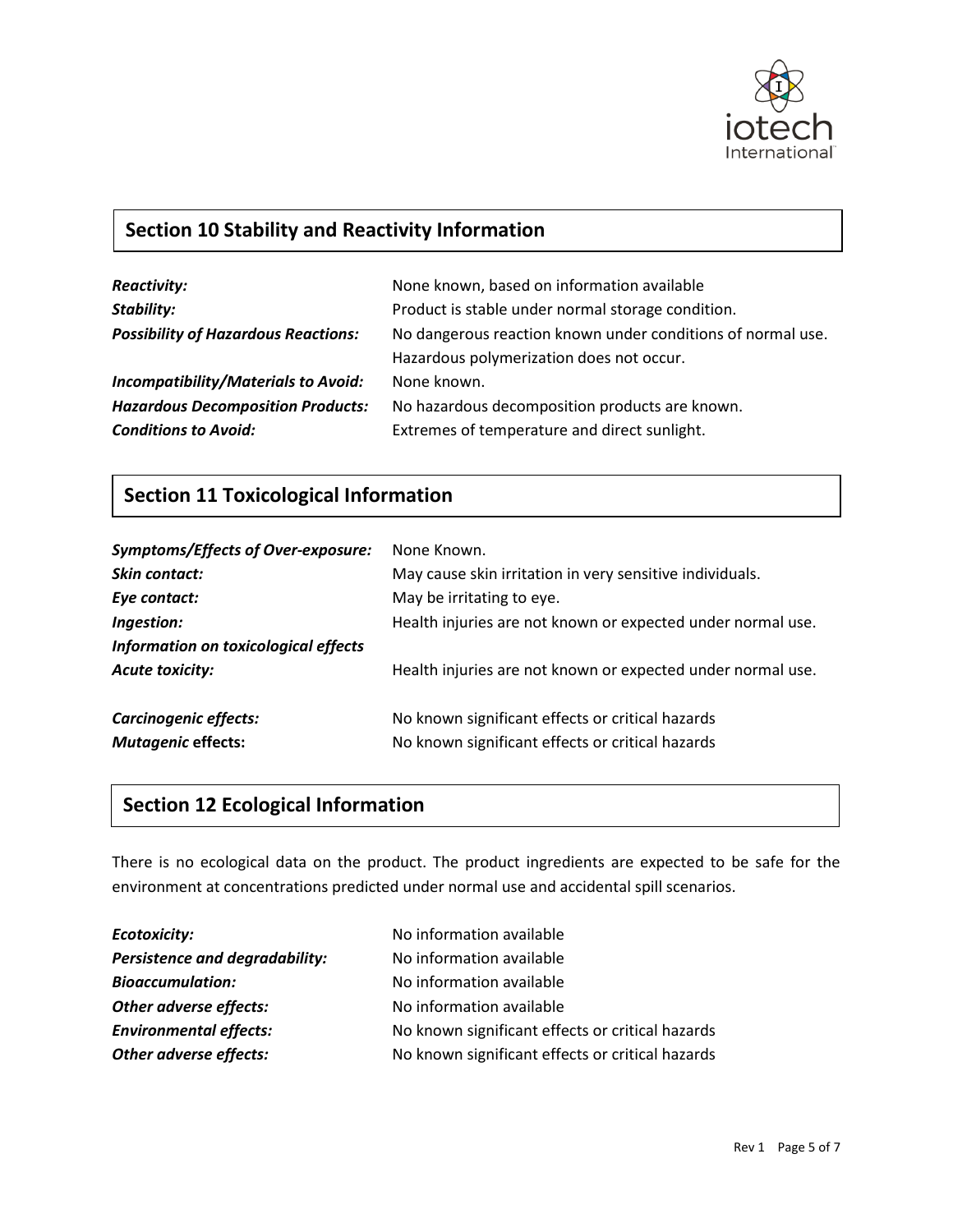## Section 10 Stability and Reactivity Information

| | |
|---|---|
| ***Reactivity:*** | None known, based on information available |
| ***Stability:*** | Product is stable under normal storage condition. |
| ***Possibility of Hazardous Reactions:*** | No dangerous reaction known under conditions of normal use. Hazardous polymerization does not occur. |
| ***Incompatibility/Materials to Avoid:*** | None known. |
| ***Hazardous Decomposition Products:*** | No hazardous decomposition products are known. |
| ***Conditions to Avoid:*** | Extremes of temperature and direct sunlight. |

## Section 11 Toxicological Information

| | |
|---|---|
| ***Symptoms/Effects of Over-exposure:*** | None Known. |
| ***Skin contact:*** | May cause skin irritation in very sensitive individuals. |
| ***Eye contact:*** | May be irritating to eye. |
| ***Ingestion:*** | Health injuries are not known or expected under normal use. |
| ***Information on toxicological effects*** | |
| ***Acute toxicity:*** | Health injuries are not known or expected under normal use. |
| ***Carcinogenic effects:*** | No known significant effects or critical hazards |
| ***Mutagenic* effects:** | No known significant effects or critical hazards |

## Section 12 Ecological Information

There is no ecological data on the product. The product ingredients are expected to be safe for the environment at concentrations predicted under normal use and accidental spill scenarios.

| | |
|---|---|
| ***Ecotoxicity:*** | No information available |
| ***Persistence and degradability:*** | No information available |
| ***Bioaccumulation:*** | No information available |
| ***Other adverse effects:*** | No information available |
| ***Environmental effects:*** | No known significant effects or critical hazards |
| ***Other adverse effects:*** | No known significant effects or critical hazards |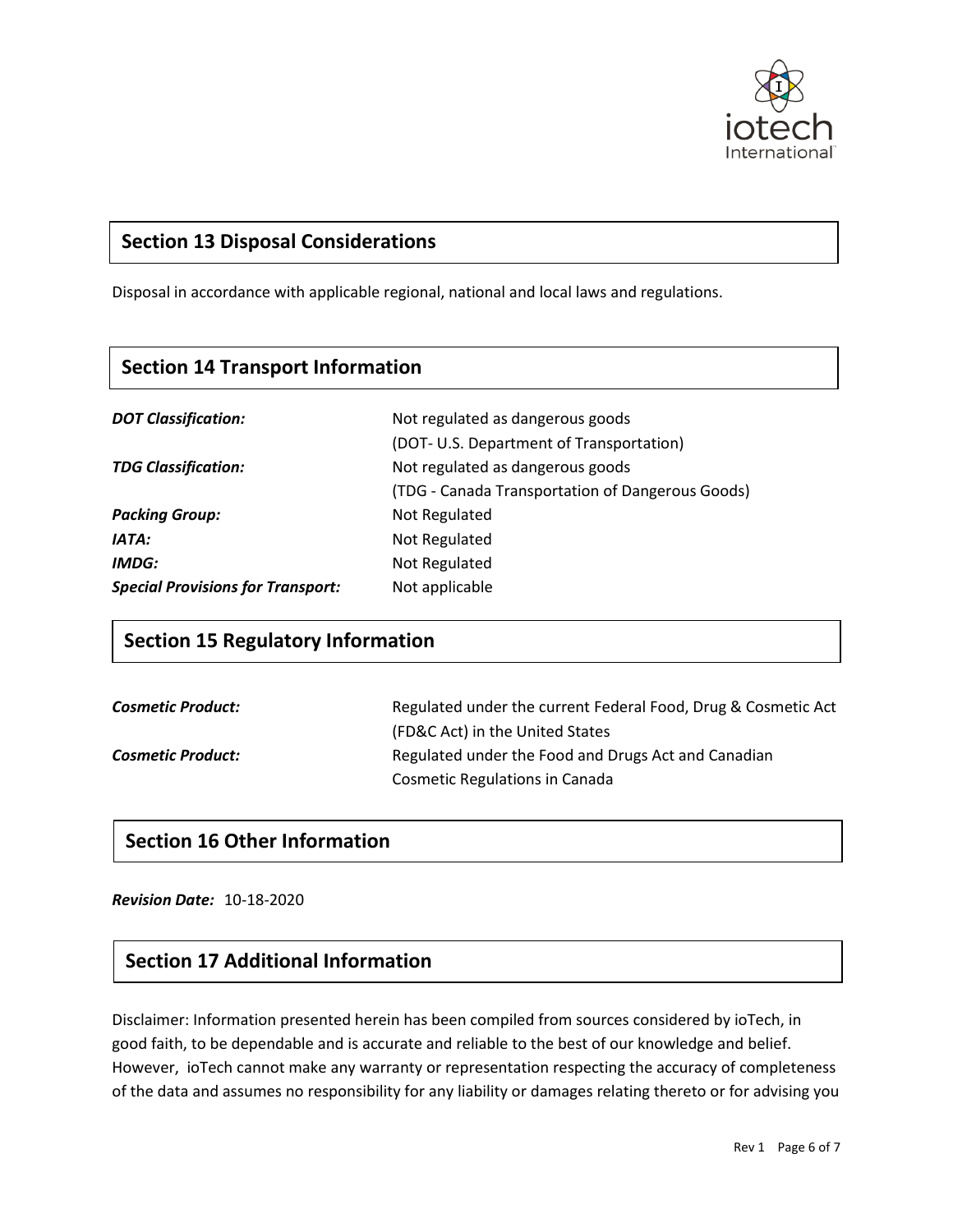## Section 13 Disposal Considerations

Disposal in accordance with applicable regional, national and local laws and regulations.

## Section 14 Transport Information

| | |
|---|---|
| ***DOT Classification:*** | Not regulated as dangerous goods (DOT- U.S. Department of Transportation) |
| ***TDG Classification:*** | Not regulated as dangerous goods (TDG - Canada Transportation of Dangerous Goods) |
| ***Packing Group:*** | Not Regulated |
| ***IATA:*** | Not Regulated |
| ***IMDG:*** | Not Regulated |
| ***Special Provisions for Transport:*** | Not applicable |

## Section 15 Regulatory Information

| | |
|---|---|
| ***Cosmetic Product:*** | Regulated under the current Federal Food, Drug & Cosmetic Act (FD&C Act) in the United States |
| ***Cosmetic Product:*** | Regulated under the Food and Drugs Act and Canadian Cosmetic Regulations in Canada |

## Section 16 Other Information

***Revision Date:*** 10-18-2020

## Section 17 Additional Information

Disclaimer: Information presented herein has been compiled from sources considered by ioTech, in good faith, to be dependable and is accurate and reliable to the best of our knowledge and belief. However, ioTech cannot make any warranty or representation respecting the accuracy of completeness of the data and assumes no responsibility for any liability or damages relating thereto or for advising you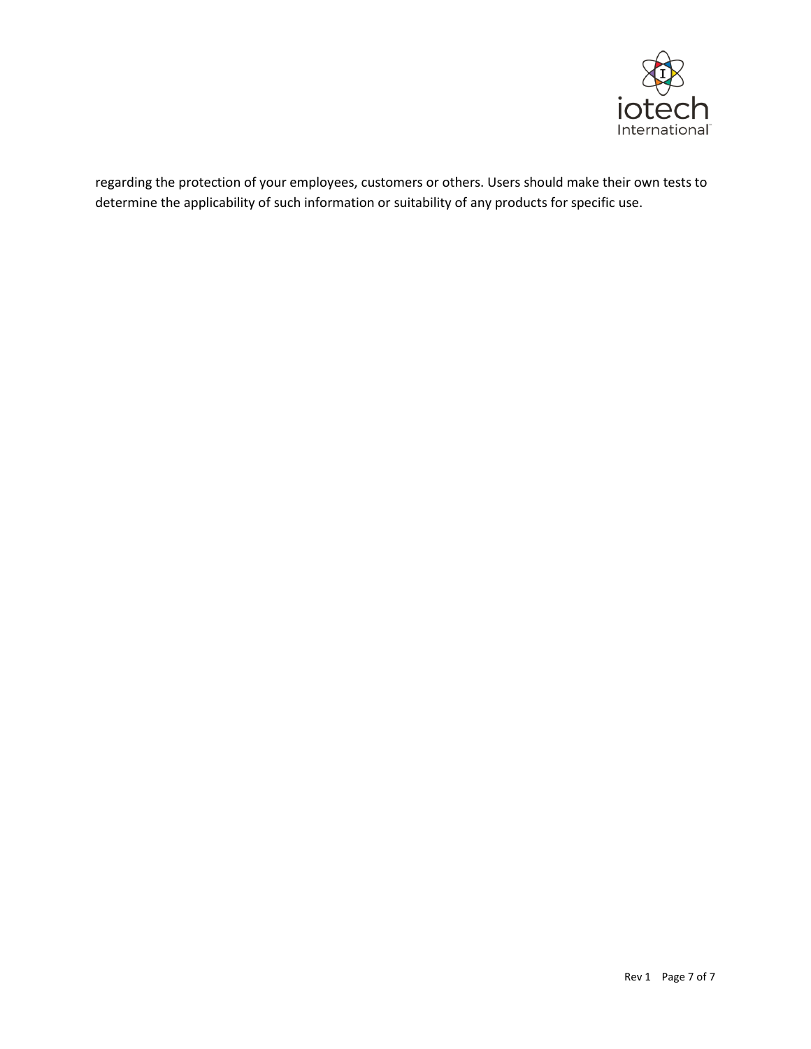regarding the protection of your employees, customers or others. Users should make their own tests to determine the applicability of such information or suitability of any products for specific use.